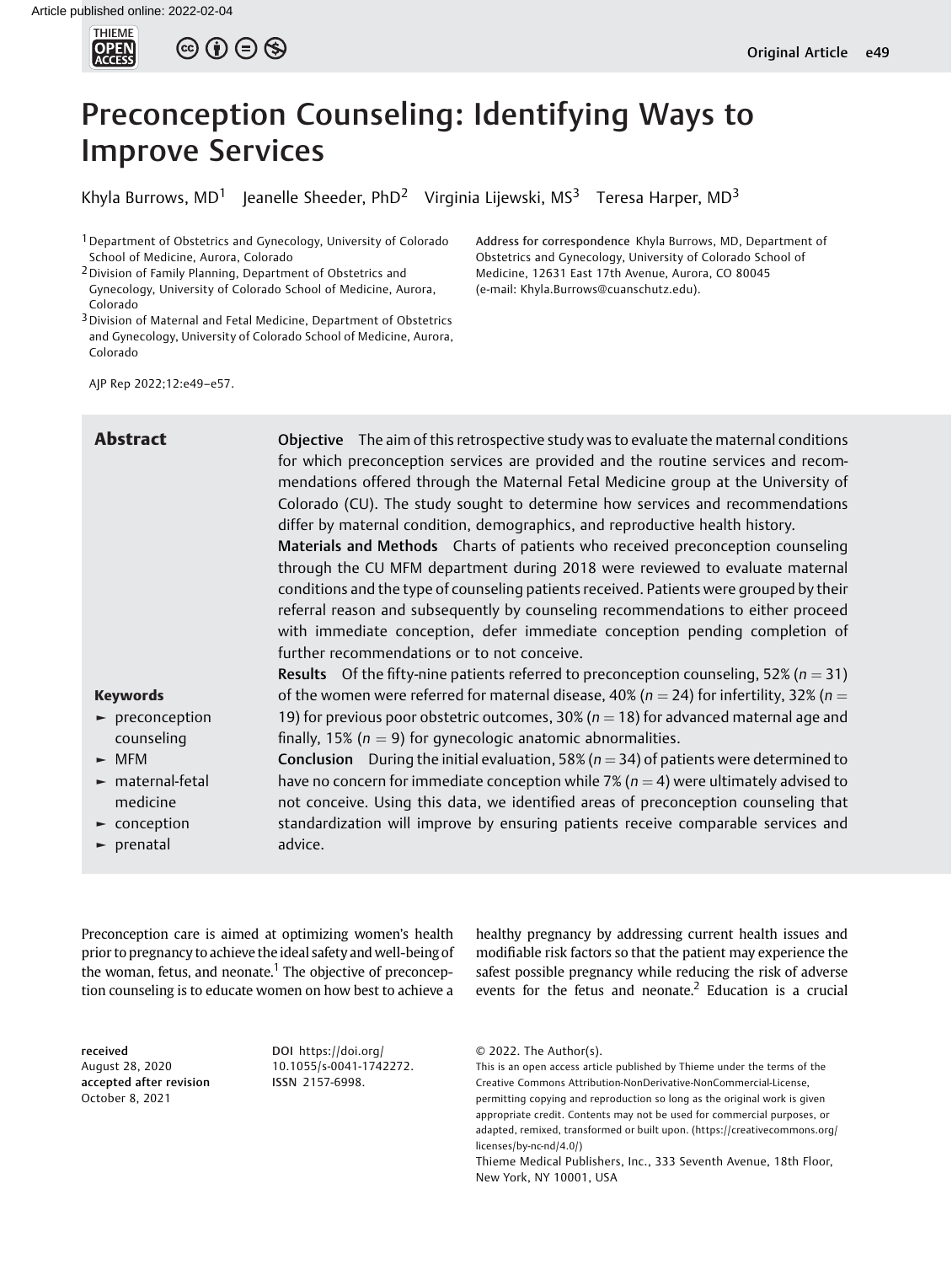# Preconception Counseling: Identifying Ways to Improve Services

Khyla Burrows, MD[1] Jeanelle Sheeder, PhD[2] Virginia Lijewski, MS[3] Teresa Harper, MD[3]

[1] Department of Obstetrics and Gynecology, University of Colorado School of Medicine, Aurora, Colorado
[2] Division of Family Planning, Department of Obstetrics and Gynecology, University of Colorado School of Medicine, Aurora, Colorado
[3] Division of Maternal and Fetal Medicine, Department of Obstetrics and Gynecology, University of Colorado School of Medicine, Aurora, Colorado

Address for correspondence Khyla Burrows, MD, Department of Obstetrics and Gynecology, University of Colorado School of Medicine, 12631 East 17th Avenue, Aurora, CO 80045 (e-mail: Khyla.Burrows@cuanschutz.edu).

AJP Rep 2022;12:e49–e57.

## Abstract

**Objective** The aim of this retrospective study was to evaluate the maternal conditions for which preconception services are provided and the routine services and recommendations offered through the Maternal Fetal Medicine group at the University of Colorado (CU). The study sought to determine how services and recommendations differ by maternal condition, demographics, and reproductive health history.

**Materials and Methods** Charts of patients who received preconception counseling through the CU MFM department during 2018 were reviewed to evaluate maternal conditions and the type of counseling patients received. Patients were grouped by their referral reason and subsequently by counseling recommendations to either proceed with immediate conception, defer immediate conception pending completion of further recommendations or to not conceive.

**Results** Of the fifty-nine patients referred to preconception counseling, 52% ($n = 31$) of the women were referred for maternal disease, 40% ($n = 24$) for infertility, 32% ($n = 19$) for previous poor obstetric outcomes, 30% ($n = 18$) for advanced maternal age and finally, 15% ($n = 9$) for gynecologic anatomic abnormalities.

**Conclusion** During the initial evaluation, 58% ($n = 34$) of patients were determined to have no concern for immediate conception while 7% ($n = 4$) were ultimately advised to not conceive. Using this data, we identified areas of preconception counseling that standardization will improve by ensuring patients receive comparable services and advice.

**Keywords**
- preconception counseling
- MFM
- maternal-fetal medicine
- conception
- prenatal

Preconception care is aimed at optimizing women's health prior to pregnancy to achieve the ideal safety and well-being of the woman, fetus, and neonate.[1] The objective of preconception counseling is to educate women on how best to achieve a healthy pregnancy by addressing current health issues and modifiable risk factors so that the patient may experience the safest possible pregnancy while reducing the risk of adverse events for the fetus and neonate.[2] Education is a crucial

received
August 28, 2020
accepted after revision
October 8, 2021

DOI https://doi.org/10.1055/s-0041-1742272.
ISSN 2157-6998.

© 2022. The Author(s).
This is an open access article published by Thieme under the terms of the Creative Commons Attribution-NonDerivative-NonCommercial-License, permitting copying and reproduction so long as the original work is given appropriate credit. Contents may not be used for commercial purposes, or adapted, remixed, transformed or built upon. (https://creativecommons.org/licenses/by-nc-nd/4.0/)
Thieme Medical Publishers, Inc., 333 Seventh Avenue, 18th Floor, New York, NY 10001, USA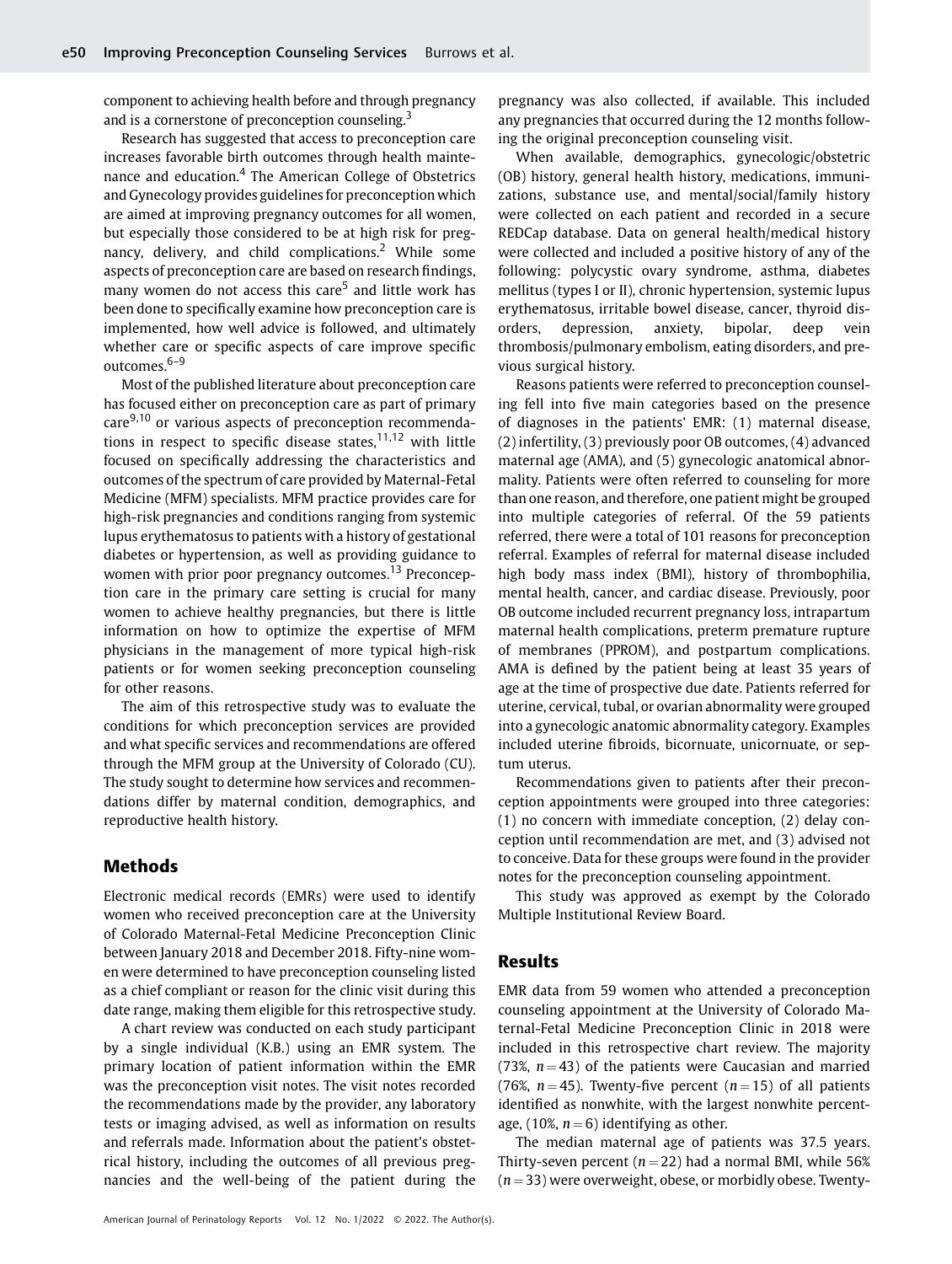component to achieving health before and through pregnancy and is a cornerstone of preconception counseling.[3]

Research has suggested that access to preconception care increases favorable birth outcomes through health maintenance and education.[4] The American College of Obstetrics and Gynecology provides guidelines for preconception which are aimed at improving pregnancy outcomes for all women, but especially those considered to be at high risk for pregnancy, delivery, and child complications.[2] While some aspects of preconception care are based on research findings, many women do not access this care[5] and little work has been done to specifically examine how preconception care is implemented, how well advice is followed, and ultimately whether care or specific aspects of care improve specific outcomes.[6–9]

Most of the published literature about preconception care has focused either on preconception care as part of primary care[9,10] or various aspects of preconception recommendations in respect to specific disease states,[11,12] with little focused on specifically addressing the characteristics and outcomes of the spectrum of care provided by Maternal-Fetal Medicine (MFM) specialists. MFM practice provides care for high-risk pregnancies and conditions ranging from systemic lupus erythematosus to patients with a history of gestational diabetes or hypertension, as well as providing guidance to women with prior poor pregnancy outcomes.[13] Preconception care in the primary care setting is crucial for many women to achieve healthy pregnancies, but there is little information on how to optimize the expertise of MFM physicians in the management of more typical high-risk patients or for women seeking preconception counseling for other reasons.

The aim of this retrospective study was to evaluate the conditions for which preconception services are provided and what specific services and recommendations are offered through the MFM group at the University of Colorado (CU). The study sought to determine how services and recommendations differ by maternal condition, demographics, and reproductive health history.

## Methods

Electronic medical records (EMRs) were used to identify women who received preconception care at the University of Colorado Maternal-Fetal Medicine Preconception Clinic between January 2018 and December 2018. Fifty-nine women were determined to have preconception counseling listed as a chief compliant or reason for the clinic visit during this date range, making them eligible for this retrospective study.

A chart review was conducted on each study participant by a single individual (K.B.) using an EMR system. The primary location of patient information within the EMR was the preconception visit notes. The visit notes recorded the recommendations made by the provider, any laboratory tests or imaging advised, as well as information on results and referrals made. Information about the patient's obstetrical history, including the outcomes of all previous pregnancies and the well-being of the patient during the pregnancy was also collected, if available. This included any pregnancies that occurred during the 12 months following the original preconception counseling visit.

When available, demographics, gynecologic/obstetric (OB) history, general health history, medications, immunizations, substance use, and mental/social/family history were collected on each patient and recorded in a secure REDCap database. Data on general health/medical history were collected and included a positive history of any of the following: polycystic ovary syndrome, asthma, diabetes mellitus (types I or II), chronic hypertension, systemic lupus erythematosus, irritable bowel disease, cancer, thyroid disorders, depression, anxiety, bipolar, deep vein thrombosis/pulmonary embolism, eating disorders, and previous surgical history.

Reasons patients were referred to preconception counseling fell into five main categories based on the presence of diagnoses in the patients' EMR: (1) maternal disease, (2) infertility, (3) previously poor OB outcomes, (4) advanced maternal age (AMA), and (5) gynecologic anatomical abnormality. Patients were often referred to counseling for more than one reason, and therefore, one patient might be grouped into multiple categories of referral. Of the 59 patients referred, there were a total of 101 reasons for preconception referral. Examples of referral for maternal disease included high body mass index (BMI), history of thrombophilia, mental health, cancer, and cardiac disease. Previously, poor OB outcome included recurrent pregnancy loss, intrapartum maternal health complications, preterm premature rupture of membranes (PPROM), and postpartum complications. AMA is defined by the patient being at least 35 years of age at the time of prospective due date. Patients referred for uterine, cervical, tubal, or ovarian abnormality were grouped into a gynecologic anatomic abnormality category. Examples included uterine fibroids, bicornuate, unicornuate, or septum uterus.

Recommendations given to patients after their preconception appointments were grouped into three categories: (1) no concern with immediate conception, (2) delay conception until recommendation are met, and (3) advised not to conceive. Data for these groups were found in the provider notes for the preconception counseling appointment.

This study was approved as exempt by the Colorado Multiple Institutional Review Board.

## Results

EMR data from 59 women who attended a preconception counseling appointment at the University of Colorado Maternal-Fetal Medicine Preconception Clinic in 2018 were included in this retrospective chart review. The majority (73%, $n = 43$) of the patients were Caucasian and married (76%, $n = 45$). Twenty-five percent ($n = 15$) of all patients identified as nonwhite, with the largest nonwhite percentage, (10%, $n = 6$) identifying as other.

The median maternal age of patients was 37.5 years. Thirty-seven percent ($n = 22$) had a normal BMI, while 56% ($n = 33$) were overweight, obese, or morbidly obese. Twenty-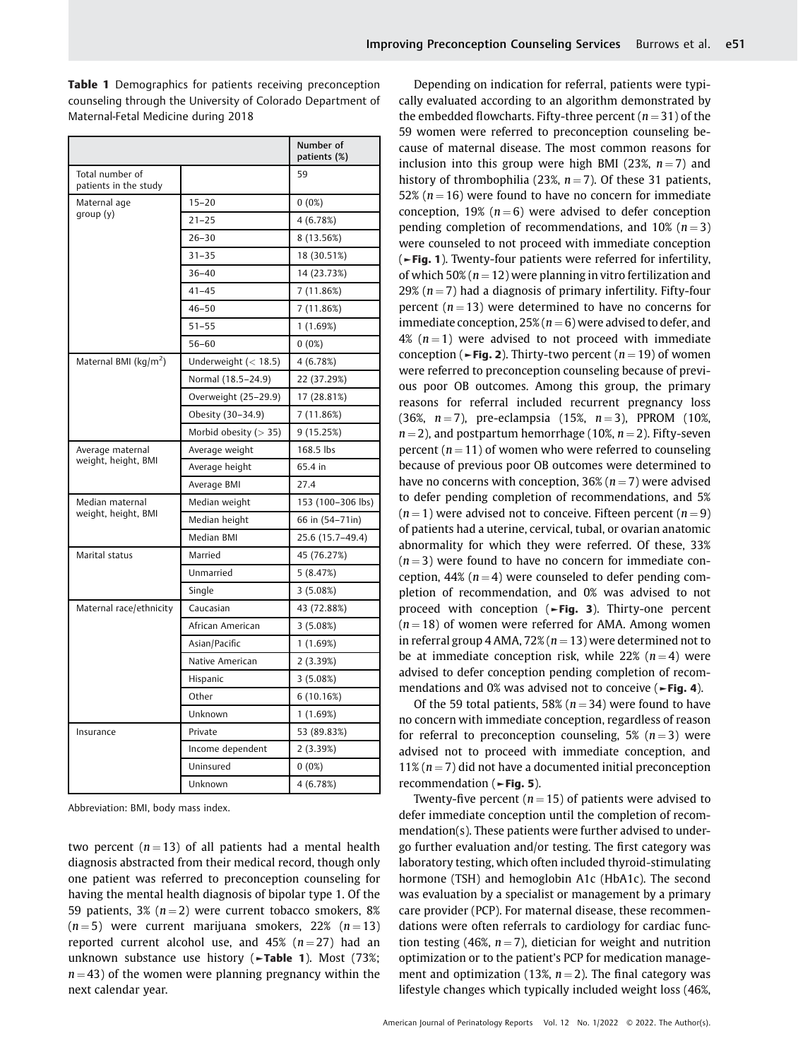**Table 1** Demographics for patients receiving preconception counseling through the University of Colorado Department of Maternal-Fetal Medicine during 2018

| | | Number of patients (%) |
|---|---|---|
| Total number of patients in the study | | 59 |
| Maternal age group (y) | 15–20 | 0 (0%) |
| | 21–25 | 4 (6.78%) |
| | 26–30 | 8 (13.56%) |
| | 31–35 | 18 (30.51%) |
| | 36–40 | 14 (23.73%) |
| | 41–45 | 7 (11.86%) |
| | 46–50 | 7 (11.86%) |
| | 51–55 | 1 (1.69%) |
| | 56–60 | 0 (0%) |
| Maternal BMI (kg/m$^2$) | Underweight (< 18.5) | 4 (6.78%) |
| | Normal (18.5–24.9) | 22 (37.29%) |
| | Overweight (25–29.9) | 17 (28.81%) |
| | Obesity (30–34.9) | 7 (11.86%) |
| | Morbid obesity (> 35) | 9 (15.25%) |
| Average maternal weight, height, BMI | Average weight | 168.5 lbs |
| | Average height | 65.4 in |
| | Average BMI | 27.4 |
| Median maternal weight, height, BMI | Median weight | 153 (100–306 lbs) |
| | Median height | 66 in (54–71in) |
| | Median BMI | 25.6 (15.7–49.4) |
| Marital status | Married | 45 (76.27%) |
| | Unmarried | 5 (8.47%) |
| | Single | 3 (5.08%) |
| Maternal race/ethnicity | Caucasian | 43 (72.88%) |
| | African American | 3 (5.08%) |
| | Asian/Pacific | 1 (1.69%) |
| | Native American | 2 (3.39%) |
| | Hispanic | 3 (5.08%) |
| | Other | 6 (10.16%) |
| | Unknown | 1 (1.69%) |
| Insurance | Private | 53 (89.83%) |
| | Income dependent | 2 (3.39%) |
| | Uninsured | 0 (0%) |
| | Unknown | 4 (6.78%) |

Abbreviation: BMI, body mass index.

two percent ($n = 13$) of all patients had a mental health diagnosis abstracted from their medical record, though only one patient was referred to preconception counseling for having the mental health diagnosis of bipolar type 1. Of the 59 patients, 3% ($n = 2$) were current tobacco smokers, 8% ($n = 5$) were current marijuana smokers, 22% ($n = 13$) reported current alcohol use, and 45% ($n = 27$) had an unknown substance use history (►Table 1). Most (73%; $n = 43$) of the women were planning pregnancy within the next calendar year.

Depending on indication for referral, patients were typically evaluated according to an algorithm demonstrated by the embedded flowcharts. Fifty-three percent ($n = 31$) of the 59 women were referred to preconception counseling because of maternal disease. The most common reasons for inclusion into this group were high BMI (23%, $n = 7$) and history of thrombophilia (23%, $n = 7$). Of these 31 patients, 52% ($n = 16$) were found to have no concern for immediate conception, 19% ($n = 6$) were advised to defer conception pending completion of recommendations, and 10% ($n = 3$) were counseled to not proceed with immediate conception (►Fig. 1). Twenty-four patients were referred for infertility, of which 50% ($n = 12$) were planning in vitro fertilization and 29% ($n = 7$) had a diagnosis of primary infertility. Fifty-four percent ($n = 13$) were determined to have no concerns for immediate conception, 25% ($n = 6$) were advised to defer, and 4% ($n = 1$) were advised to not proceed with immediate conception (►Fig. 2). Thirty-two percent ($n = 19$) of women were referred to preconception counseling because of previous poor OB outcomes. Among this group, the primary reasons for referral included recurrent pregnancy loss (36%, $n = 7$), pre-eclampsia (15%, $n = 3$), PPROM (10%, $n = 2$), and postpartum hemorrhage (10%, $n = 2$). Fifty-seven percent ($n = 11$) of women who were referred to counseling because of previous poor OB outcomes were determined to have no concerns with conception, 36% ($n = 7$) were advised to defer pending completion of recommendations, and 5% ($n = 1$) were advised not to conceive. Fifteen percent ($n = 9$) of patients had a uterine, cervical, tubal, or ovarian anatomic abnormality for which they were referred. Of these, 33% ($n = 3$) were found to have no concern for immediate conception, 44% ($n = 4$) were counseled to defer pending completion of recommendation, and 0% was advised to not proceed with conception (►Fig. 3). Thirty-one percent ($n = 18$) of women were referred for AMA. Among women in referral group 4 AMA, 72% ($n = 13$) were determined not to be at immediate conception risk, while 22% ($n = 4$) were advised to defer conception pending completion of recommendations and 0% was advised not to conceive (►Fig. 4).

Of the 59 total patients, 58% ($n = 34$) were found to have no concern with immediate conception, regardless of reason for referral to preconception counseling, 5% ($n = 3$) were advised not to proceed with immediate conception, and 11% ($n = 7$) did not have a documented initial preconception recommendation (►Fig. 5).

Twenty-five percent ($n = 15$) of patients were advised to defer immediate conception until the completion of recommendation(s). These patients were further advised to undergo further evaluation and/or testing. The first category was laboratory testing, which often included thyroid-stimulating hormone (TSH) and hemoglobin A1c (HbA1c). The second was evaluation by a specialist or management by a primary care provider (PCP). For maternal disease, these recommendations were often referrals to cardiology for cardiac function testing (46%, $n = 7$), dietician for weight and nutrition optimization or to the patient's PCP for medication management and optimization (13%, $n = 2$). The final category was lifestyle changes which typically included weight loss (46%,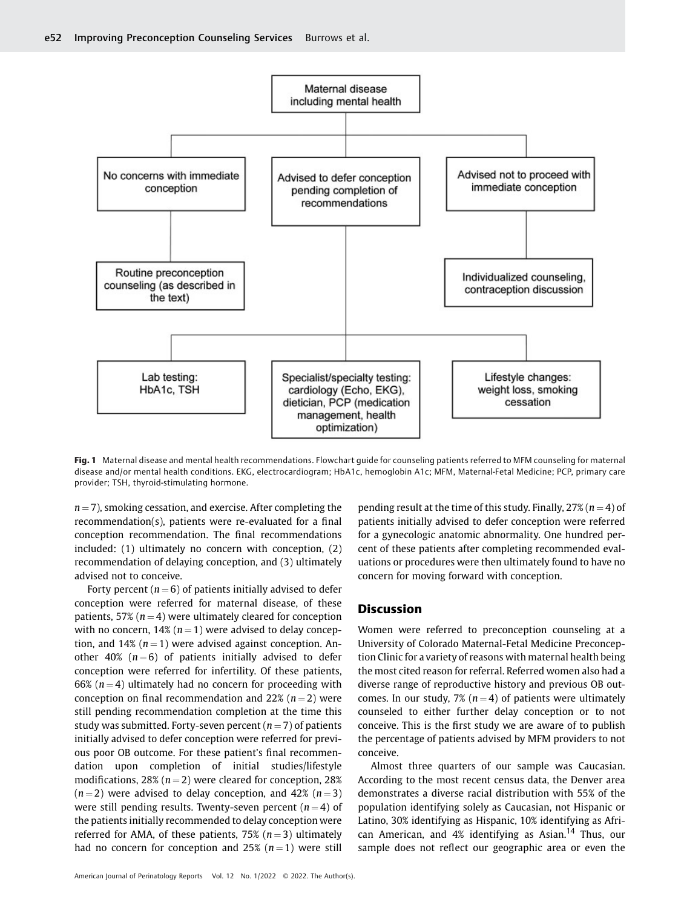Maternal disease including mental health

- No concerns with immediate conception
  - Routine preconception counseling (as described in the text)
- Advised to defer conception pending completion of recommendations
  - Lab testing: HbA1c, TSH
  - Specialist/specialty testing: cardiology (Echo, EKG), dietician, PCP (medication management, health optimization)
  - Lifestyle changes: weight loss, smoking cessation
- Advised not to proceed with immediate conception
  - Individualized counseling, contraception discussion

**Fig. 1** Maternal disease and mental health recommendations. Flowchart guide for counseling patients referred to MFM counseling for maternal disease and/or mental health conditions. EKG, electrocardiogram; HbA1c, hemoglobin A1c; MFM, Maternal-Fetal Medicine; PCP, primary care provider; TSH, thyroid-stimulating hormone.

$n = 7$), smoking cessation, and exercise. After completing the recommendation(s), patients were re-evaluated for a final conception recommendation. The final recommendations included: (1) ultimately no concern with conception, (2) recommendation of delaying conception, and (3) ultimately advised not to conceive.

Forty percent ($n = 6$) of patients initially advised to defer conception were referred for maternal disease, of these patients, 57% ($n = 4$) were ultimately cleared for conception with no concern, 14% ($n = 1$) were advised to delay conception, and 14% ($n = 1$) were advised against conception. Another 40% ($n = 6$) of patients initially advised to defer conception were referred for infertility. Of these patients, 66% ($n = 4$) ultimately had no concern for proceeding with conception on final recommendation and 22% ($n = 2$) were still pending recommendation completion at the time this study was submitted. Forty-seven percent ($n = 7$) of patients initially advised to defer conception were referred for previous poor OB outcome. For these patient's final recommendation upon completion of initial studies/lifestyle modifications, 28% ($n = 2$) were cleared for conception, 28% ($n = 2$) were advised to delay conception, and 42% ($n = 3$) were still pending results. Twenty-seven percent ($n = 4$) of the patients initially recommended to delay conception were referred for AMA, of these patients, 75% ($n = 3$) ultimately had no concern for conception and 25% ($n = 1$) were still pending result at the time of this study. Finally, 27% ($n = 4$) of patients initially advised to defer conception were referred for a gynecologic anatomic abnormality. One hundred percent of these patients after completing recommended evaluations or procedures were then ultimately found to have no concern for moving forward with conception.

## Discussion

Women were referred to preconception counseling at a University of Colorado Maternal-Fetal Medicine Preconception Clinic for a variety of reasons with maternal health being the most cited reason for referral. Referred women also had a diverse range of reproductive history and previous OB outcomes. In our study, 7% ($n = 4$) of patients were ultimately counseled to either further delay conception or to not conceive. This is the first study we are aware of to publish the percentage of patients advised by MFM providers to not conceive.

Almost three quarters of our sample was Caucasian. According to the most recent census data, the Denver area demonstrates a diverse racial distribution with 55% of the population identifying solely as Caucasian, not Hispanic or Latino, 30% identifying as Hispanic, 10% identifying as African American, and 4% identifying as Asian.[14] Thus, our sample does not reflect our geographic area or even the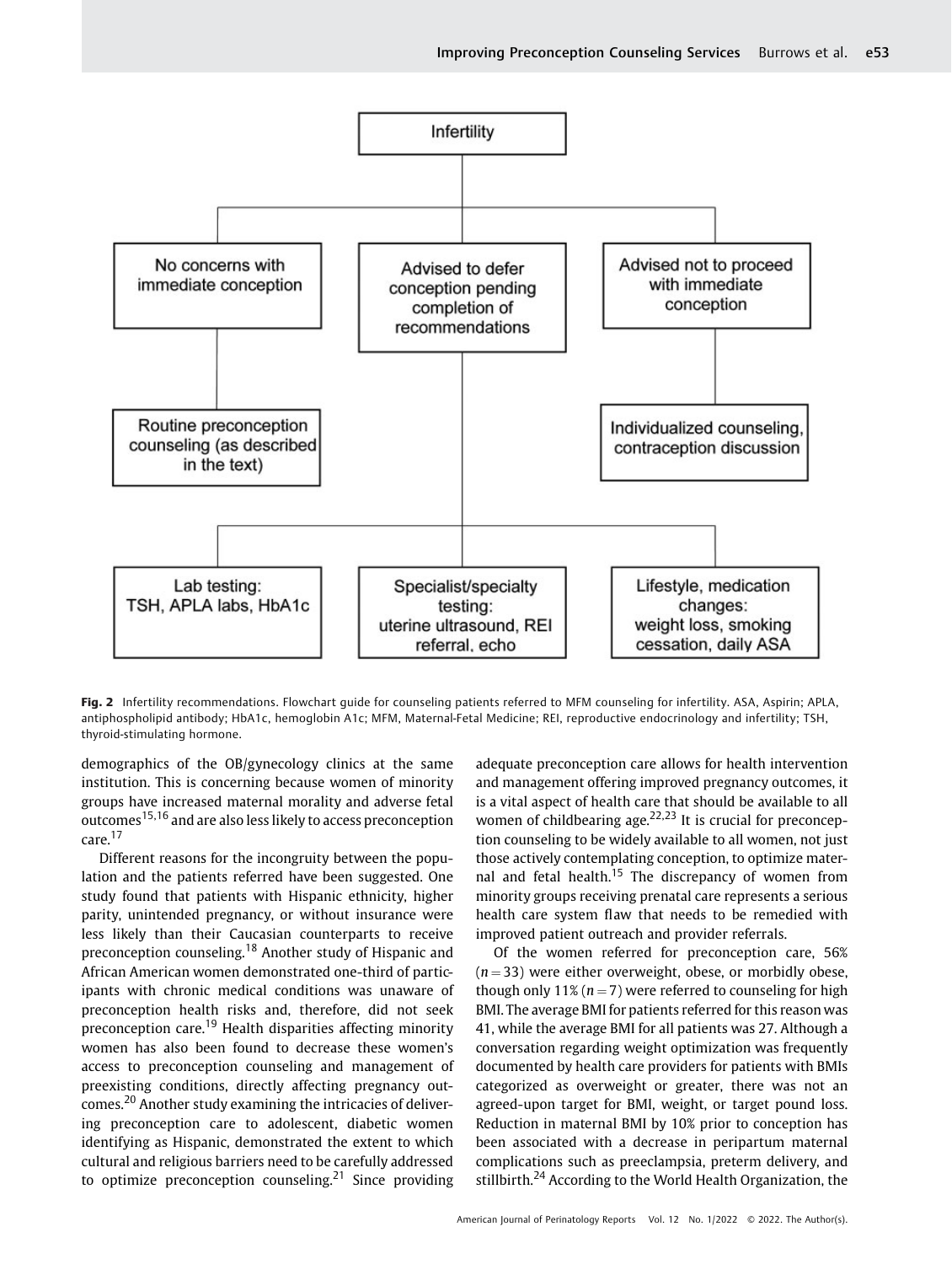Infertility

No concerns with immediate conception

Advised to defer conception pending completion of recommendations

Advised not to proceed with immediate conception

Routine preconception counseling (as described in the text)

Individualized counseling, contraception discussion

Lab testing: TSH, APLA labs, HbA1c

Specialist/specialty testing: uterine ultrasound, REI referral, echo

Lifestyle, medication changes: weight loss, smoking cessation, daily ASA

**Fig. 2** Infertility recommendations. Flowchart guide for counseling patients referred to MFM counseling for infertility. ASA, Aspirin; APLA, antiphospholipid antibody; HbA1c, hemoglobin A1c; MFM, Maternal-Fetal Medicine; REI, reproductive endocrinology and infertility; TSH, thyroid-stimulating hormone.

demographics of the OB/gynecology clinics at the same institution. This is concerning because women of minority groups have increased maternal morality and adverse fetal outcomes[15,16] and are also less likely to access preconception care.[17]

Different reasons for the incongruity between the population and the patients referred have been suggested. One study found that patients with Hispanic ethnicity, higher parity, unintended pregnancy, or without insurance were less likely than their Caucasian counterparts to receive preconception counseling.[18] Another study of Hispanic and African American women demonstrated one-third of participants with chronic medical conditions was unaware of preconception health risks and, therefore, did not seek preconception care.[19] Health disparities affecting minority women has also been found to decrease these women's access to preconception counseling and management of preexisting conditions, directly affecting pregnancy outcomes.[20] Another study examining the intricacies of delivering preconception care to adolescent, diabetic women identifying as Hispanic, demonstrated the extent to which cultural and religious barriers need to be carefully addressed to optimize preconception counseling.[21] Since providing adequate preconception care allows for health intervention and management offering improved pregnancy outcomes, it is a vital aspect of health care that should be available to all women of childbearing age.[22,23] It is crucial for preconception counseling to be widely available to all women, not just those actively contemplating conception, to optimize maternal and fetal health.[15] The discrepancy of women from minority groups receiving prenatal care represents a serious health care system flaw that needs to be remedied with improved patient outreach and provider referrals.

Of the women referred for preconception care, 56% ($n = 33$) were either overweight, obese, or morbidly obese, though only 11% ($n = 7$) were referred to counseling for high BMI. The average BMI for patients referred for this reason was 41, while the average BMI for all patients was 27. Although a conversation regarding weight optimization was frequently documented by health care providers for patients with BMIs categorized as overweight or greater, there was not an agreed-upon target for BMI, weight, or target pound loss. Reduction in maternal BMI by 10% prior to conception has been associated with a decrease in peripartum maternal complications such as preeclampsia, preterm delivery, and stillbirth.[24] According to the World Health Organization, the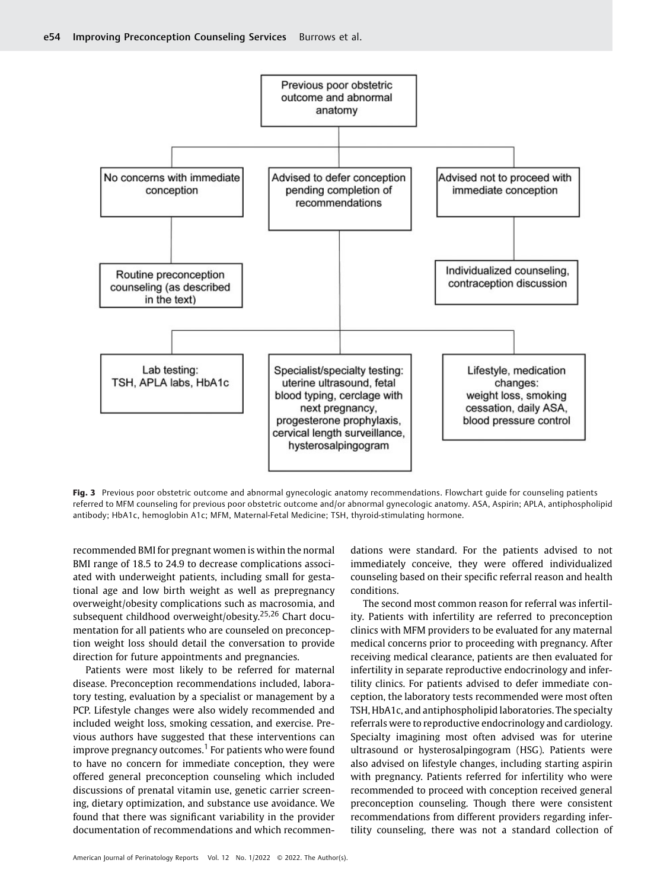**Fig. 3** Previous poor obstetric outcome and abnormal gynecologic anatomy recommendations. Flowchart guide for counseling patients referred to MFM counseling for previous poor obstetric outcome and/or abnormal gynecologic anatomy. ASA, Aspirin; APLA, antiphospholipid antibody; HbA1c, hemoglobin A1c; MFM, Maternal-Fetal Medicine; TSH, thyroid-stimulating hormone.

recommended BMI for pregnant women is within the normal BMI range of 18.5 to 24.9 to decrease complications associated with underweight patients, including small for gestational age and low birth weight as well as prepregnancy overweight/obesity complications such as macrosomia, and subsequent childhood overweight/obesity.[25,26] Chart documentation for all patients who are counseled on preconception weight loss should detail the conversation to provide direction for future appointments and pregnancies.

Patients were most likely to be referred for maternal disease. Preconception recommendations included, laboratory testing, evaluation by a specialist or management by a PCP. Lifestyle changes were also widely recommended and included weight loss, smoking cessation, and exercise. Previous authors have suggested that these interventions can improve pregnancy outcomes.[1] For patients who were found to have no concern for immediate conception, they were offered general preconception counseling which included discussions of prenatal vitamin use, genetic carrier screening, dietary optimization, and substance use avoidance. We found that there was significant variability in the provider documentation of recommendations and which recommendations were standard. For the patients advised to not immediately conceive, they were offered individualized counseling based on their specific referral reason and health conditions.

The second most common reason for referral was infertility. Patients with infertility are referred to preconception clinics with MFM providers to be evaluated for any maternal medical concerns prior to proceeding with pregnancy. After receiving medical clearance, patients are then evaluated for infertility in separate reproductive endocrinology and infertility clinics. For patients advised to defer immediate conception, the laboratory tests recommended were most often TSH, HbA1c, and antiphospholipid laboratories. The specialty referrals were to reproductive endocrinology and cardiology. Specialty imagining most often advised was for uterine ultrasound or hysterosalpingogram (HSG). Patients were also advised on lifestyle changes, including starting aspirin with pregnancy. Patients referred for infertility who were recommended to proceed with conception received general preconception counseling. Though there were consistent recommendations from different providers regarding infertility counseling, there was not a standard collection of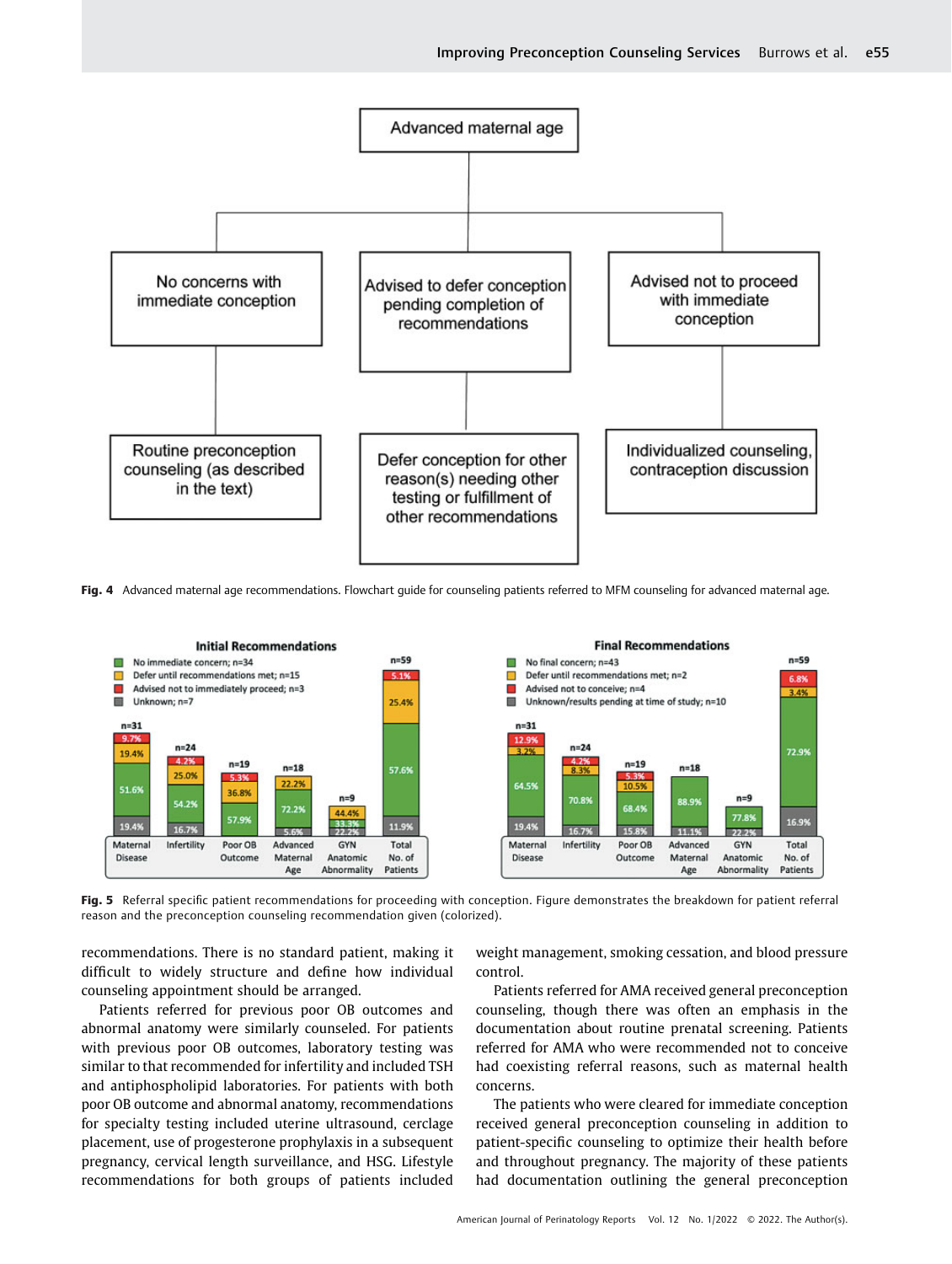Fig. 4 Advanced maternal age recommendations. Flowchart guide for counseling patients referred to MFM counseling for advanced maternal age.

Fig. 5 Referral specific patient recommendations for proceeding with conception. Figure demonstrates the breakdown for patient referral reason and the preconception counseling recommendation given (colorized).

recommendations. There is no standard patient, making it difficult to widely structure and define how individual counseling appointment should be arranged.

Patients referred for previous poor OB outcomes and abnormal anatomy were similarly counseled. For patients with previous poor OB outcomes, laboratory testing was similar to that recommended for infertility and included TSH and antiphospholipid laboratories. For patients with both poor OB outcome and abnormal anatomy, recommendations for specialty testing included uterine ultrasound, cerclage placement, use of progesterone prophylaxis in a subsequent pregnancy, cervical length surveillance, and HSG. Lifestyle recommendations for both groups of patients included weight management, smoking cessation, and blood pressure control.

Patients referred for AMA received general preconception counseling, though there was often an emphasis in the documentation about routine prenatal screening. Patients referred for AMA who were recommended not to conceive had coexisting referral reasons, such as maternal health concerns.

The patients who were cleared for immediate conception received general preconception counseling in addition to patient-specific counseling to optimize their health before and throughout pregnancy. The majority of these patients had documentation outlining the general preconception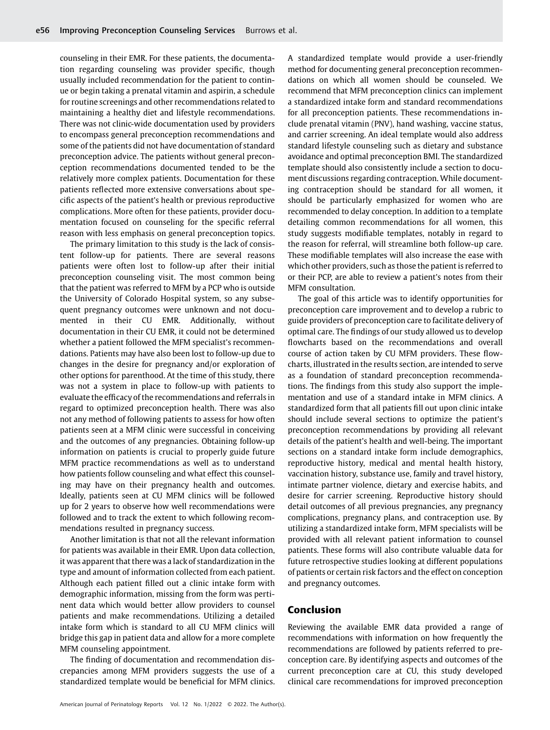counseling in their EMR. For these patients, the documentation regarding counseling was provider specific, though usually included recommendation for the patient to continue or begin taking a prenatal vitamin and aspirin, a schedule for routine screenings and other recommendations related to maintaining a healthy diet and lifestyle recommendations. There was not clinic-wide documentation used by providers to encompass general preconception recommendations and some of the patients did not have documentation of standard preconception advice. The patients without general preconception recommendations documented tended to be the relatively more complex patients. Documentation for these patients reflected more extensive conversations about specific aspects of the patient's health or previous reproductive complications. More often for these patients, provider documentation focused on counseling for the specific referral reason with less emphasis on general preconception topics.

The primary limitation to this study is the lack of consistent follow-up for patients. There are several reasons patients were often lost to follow-up after their initial preconception counseling visit. The most common being that the patient was referred to MFM by a PCP who is outside the University of Colorado Hospital system, so any subsequent pregnancy outcomes were unknown and not documented in their CU EMR. Additionally, without documentation in their CU EMR, it could not be determined whether a patient followed the MFM specialist's recommendations. Patients may have also been lost to follow-up due to changes in the desire for pregnancy and/or exploration of other options for parenthood. At the time of this study, there was not a system in place to follow-up with patients to evaluate the efficacy of the recommendations and referrals in regard to optimized preconception health. There was also not any method of following patients to assess for how often patients seen at a MFM clinic were successful in conceiving and the outcomes of any pregnancies. Obtaining follow-up information on patients is crucial to properly guide future MFM practice recommendations as well as to understand how patients follow counseling and what effect this counseling may have on their pregnancy health and outcomes. Ideally, patients seen at CU MFM clinics will be followed up for 2 years to observe how well recommendations were followed and to track the extent to which following recommendations resulted in pregnancy success.

Another limitation is that not all the relevant information for patients was available in their EMR. Upon data collection, it was apparent that there was a lack of standardization in the type and amount of information collected from each patient. Although each patient filled out a clinic intake form with demographic information, missing from the form was pertinent data which would better allow providers to counsel patients and make recommendations. Utilizing a detailed intake form which is standard to all CU MFM clinics will bridge this gap in patient data and allow for a more complete MFM counseling appointment.

The finding of documentation and recommendation discrepancies among MFM providers suggests the use of a standardized template would be beneficial for MFM clinics. A standardized template would provide a user-friendly method for documenting general preconception recommendations on which all women should be counseled. We recommend that MFM preconception clinics can implement a standardized intake form and standard recommendations for all preconception patients. These recommendations include prenatal vitamin (PNV), hand washing, vaccine status, and carrier screening. An ideal template would also address standard lifestyle counseling such as dietary and substance avoidance and optimal preconception BMI. The standardized template should also consistently include a section to document discussions regarding contraception. While documenting contraception should be standard for all women, it should be particularly emphasized for women who are recommended to delay conception. In addition to a template detailing common recommendations for all women, this study suggests modifiable templates, notably in regard to the reason for referral, will streamline both follow-up care. These modifiable templates will also increase the ease with which other providers, such as those the patient is referred to or their PCP, are able to review a patient's notes from their MFM consultation.

The goal of this article was to identify opportunities for preconception care improvement and to develop a rubric to guide providers of preconception care to facilitate delivery of optimal care. The findings of our study allowed us to develop flowcharts based on the recommendations and overall course of action taken by CU MFM providers. These flowcharts, illustrated in the results section, are intended to serve as a foundation of standard preconception recommendations. The findings from this study also support the implementation and use of a standard intake in MFM clinics. A standardized form that all patients fill out upon clinic intake should include several sections to optimize the patient's preconception recommendations by providing all relevant details of the patient's health and well-being. The important sections on a standard intake form include demographics, reproductive history, medical and mental health history, vaccination history, substance use, family and travel history, intimate partner violence, dietary and exercise habits, and desire for carrier screening. Reproductive history should detail outcomes of all previous pregnancies, any pregnancy complications, pregnancy plans, and contraception use. By utilizing a standardized intake form, MFM specialists will be provided with all relevant patient information to counsel patients. These forms will also contribute valuable data for future retrospective studies looking at different populations of patients or certain risk factors and the effect on conception and pregnancy outcomes.

## Conclusion

Reviewing the available EMR data provided a range of recommendations with information on how frequently the recommendations are followed by patients referred to preconception care. By identifying aspects and outcomes of the current preconception care at CU, this study developed clinical care recommendations for improved preconception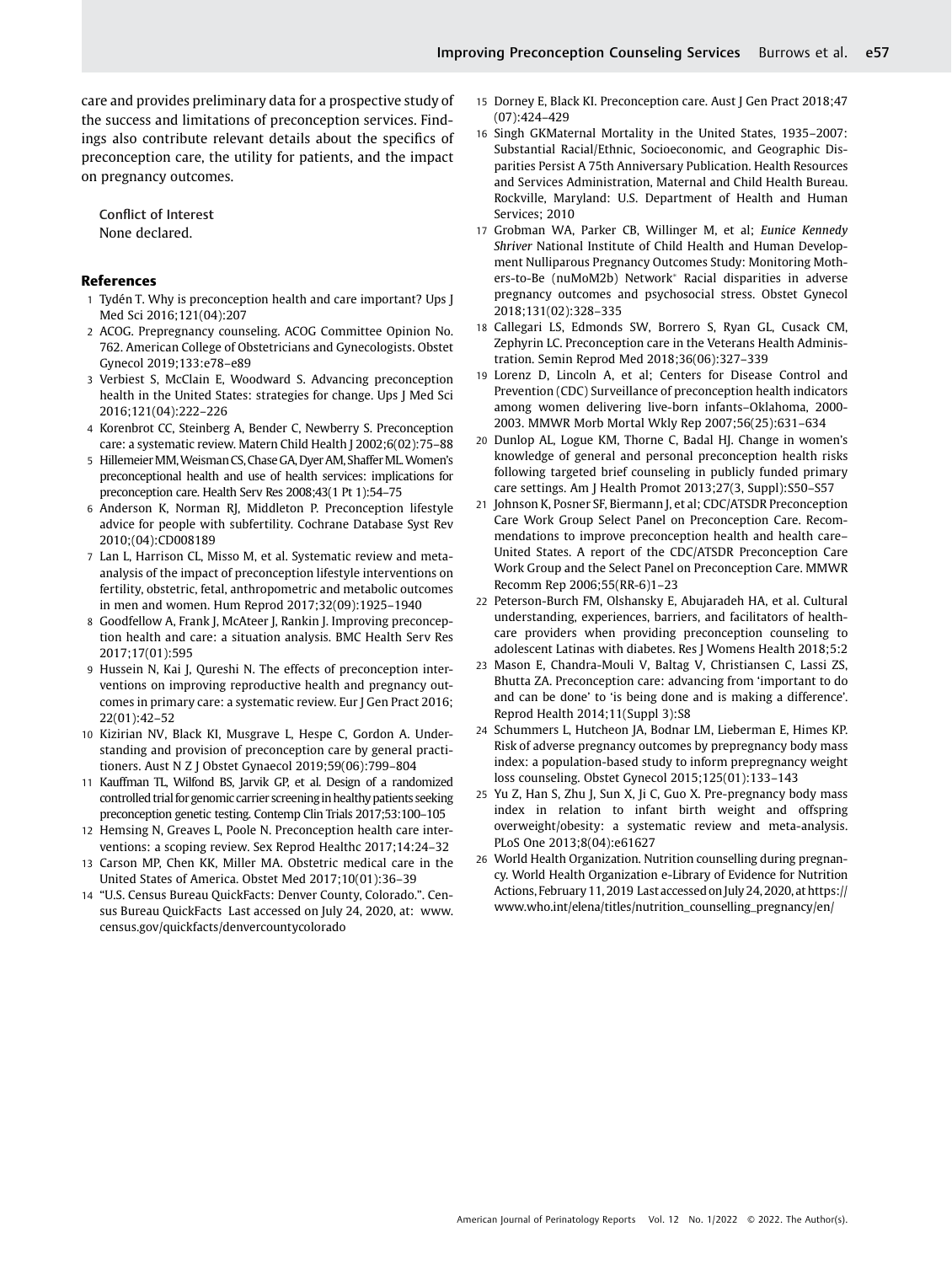care and provides preliminary data for a prospective study of the success and limitations of preconception services. Findings also contribute relevant details about the specifics of preconception care, the utility for patients, and the impact on pregnancy outcomes.

Conflict of Interest
None declared.

## References

1. Tydén T. Why is preconception health and care important? Ups J Med Sci 2016;121(04):207
2. ACOG. Prepregnancy counseling. ACOG Committee Opinion No. 762. American College of Obstetricians and Gynecologists. Obstet Gynecol 2019;133:e78–e89
3. Verbiest S, McClain E, Woodward S. Advancing preconception health in the United States: strategies for change. Ups J Med Sci 2016;121(04):222–226
4. Korenbrot CC, Steinberg A, Bender C, Newberry S. Preconception care: a systematic review. Matern Child Health J 2002;6(02):75–88
5. Hillemeier MM, Weisman CS, Chase GA, Dyer AM, Shaffer ML. Women's preconceptional health and use of health services: implications for preconception care. Health Serv Res 2008;43(1 Pt 1):54–75
6. Anderson K, Norman RJ, Middleton P. Preconception lifestyle advice for people with subfertility. Cochrane Database Syst Rev 2010;(04):CD008189
7. Lan L, Harrison CL, Misso M, et al. Systematic review and meta-analysis of the impact of preconception lifestyle interventions on fertility, obstetric, fetal, anthropometric and metabolic outcomes in men and women. Hum Reprod 2017;32(09):1925–1940
8. Goodfellow A, Frank J, McAteer J, Rankin J. Improving preconception health and care: a situation analysis. BMC Health Serv Res 2017;17(01):595
9. Hussein N, Kai J, Qureshi N. The effects of preconception interventions on improving reproductive health and pregnancy outcomes in primary care: a systematic review. Eur J Gen Pract 2016; 22(01):42–52
10. Kizirian NV, Black KI, Musgrave L, Hespe C, Gordon A. Understanding and provision of preconception care by general practitioners. Aust N Z J Obstet Gynaecol 2019;59(06):799–804
11. Kauffman TL, Wilfond BS, Jarvik GP, et al. Design of a randomized controlled trial for genomic carrier screening in healthy patients seeking preconception genetic testing. Contemp Clin Trials 2017;53:100–105
12. Hemsing N, Greaves L, Poole N. Preconception health care interventions: a scoping review. Sex Reprod Healthc 2017;14:24–32
13. Carson MP, Chen KK, Miller MA. Obstetric medical care in the United States of America. Obstet Med 2017;10(01):36–39
14. "U.S. Census Bureau QuickFacts: Denver County, Colorado.". Census Bureau QuickFacts Last accessed on July 24, 2020, at: www.census.gov/quickfacts/denvercountycolorado
15. Dorney E, Black KI. Preconception care. Aust J Gen Pract 2018;47 (07):424–429
16. Singh GKMaternal Mortality in the United States, 1935–2007: Substantial Racial/Ethnic, Socioeconomic, and Geographic Disparities Persist A 75th Anniversary Publication. Health Resources and Services Administration, Maternal and Child Health Bureau. Rockville, Maryland: U.S. Department of Health and Human Services; 2010
17. Grobman WA, Parker CB, Willinger M, et al; *Eunice Kennedy Shriver* National Institute of Child Health and Human Development Nulliparous Pregnancy Outcomes Study: Monitoring Mothers-to-Be (nuMoM2b) Network* Racial disparities in adverse pregnancy outcomes and psychosocial stress. Obstet Gynecol 2018;131(02):328–335
18. Callegari LS, Edmonds SW, Borrero S, Ryan GL, Cusack CM, Zephyrin LC. Preconception care in the Veterans Health Administration. Semin Reprod Med 2018;36(06):327–339
19. Lorenz D, Lincoln A, et al; Centers for Disease Control and Prevention (CDC) Surveillance of preconception health indicators among women delivering live-born infants–Oklahoma, 2000-2003. MMWR Morb Mortal Wkly Rep 2007;56(25):631–634
20. Dunlop AL, Logue KM, Thorne C, Badal HJ. Change in women's knowledge of general and personal preconception health risks following targeted brief counseling in publicly funded primary care settings. Am J Health Promot 2013;27(3, Suppl):S50–S57
21. Johnson K, Posner SF, Biermann J, et al; CDC/ATSDR Preconception Care Work Group Select Panel on Preconception Care. Recommendations to improve preconception health and health care–United States. A report of the CDC/ATSDR Preconception Care Work Group and the Select Panel on Preconception Care. MMWR Recomm Rep 2006;55(RR-6)1–23
22. Peterson-Burch FM, Olshansky E, Abujaradeh HA, et al. Cultural understanding, experiences, barriers, and facilitators of healthcare providers when providing preconception counseling to adolescent Latinas with diabetes. Res J Womens Health 2018;5:2
23. Mason E, Chandra-Mouli V, Baltag V, Christiansen C, Lassi ZS, Bhutta ZA. Preconception care: advancing from 'important to do and can be done' to 'is being done and is making a difference'. Reprod Health 2014;11(Suppl 3):S8
24. Schummers L, Hutcheon JA, Bodnar LM, Lieberman E, Himes KP. Risk of adverse pregnancy outcomes by prepregnancy body mass index: a population-based study to inform prepregnancy weight loss counseling. Obstet Gynecol 2015;125(01):133–143
25. Yu Z, Han S, Zhu J, Sun X, Ji C, Guo X. Pre-pregnancy body mass index in relation to infant birth weight and offspring overweight/obesity: a systematic review and meta-analysis. PLoS One 2013;8(04):e61627
26. World Health Organization. Nutrition counselling during pregnancy. World Health Organization e-Library of Evidence for Nutrition Actions, February 11, 2019 Last accessed on July 24, 2020, at https://www.who.int/elena/titles/nutrition_counselling_pregnancy/en/